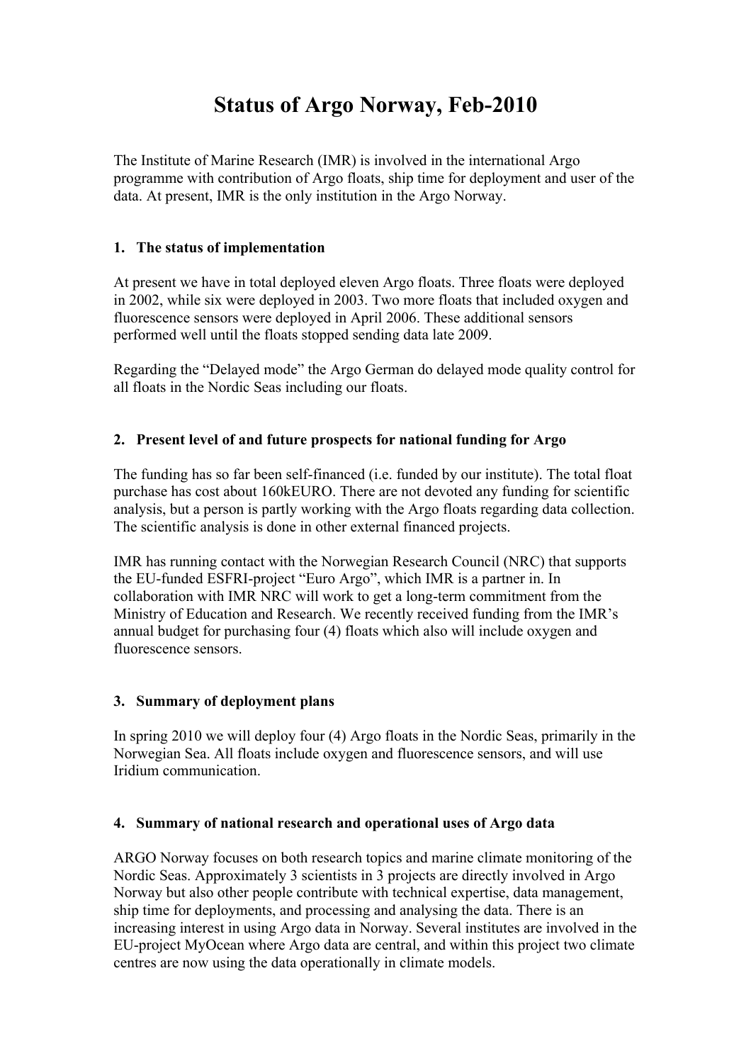# Status of Argo Norway, Feb-2010

The Institute of Marine Research (IMR) is involved in the international Argo programme with contribution of Argo floats, ship time for deployment and user of the data. At present, IMR is the only institution in the Argo Norway.

## 1. The status of implementation

At present we have in total deployed eleven Argo floats. Three floats were deployed in 2002, while six were deployed in 2003. Two more floats that included oxygen and fluorescence sensors were deployed in April 2006. These additional sensors performed well until the floats stopped sending data late 2009.

Regarding the "Delayed mode" the Argo German do delayed mode quality control for all floats in the Nordic Seas including our floats.

## 2. Present level of and future prospects for national funding for Argo

The funding has so far been self-financed (i.e. funded by our institute). The total float purchase has cost about 160kEURO. There are not devoted any funding for scientific analysis, but a person is partly working with the Argo floats regarding data collection. The scientific analysis is done in other external financed projects.

IMR has running contact with the Norwegian Research Council (NRC) that supports the EU-funded ESFRI-project "Euro Argo", which IMR is a partner in. In collaboration with IMR NRC will work to get a long-term commitment from the Ministry of Education and Research. We recently received funding from the IMR's annual budget for purchasing four (4) floats which also will include oxygen and fluorescence sensors.

## 3. Summary of deployment plans

In spring 2010 we will deploy four (4) Argo floats in the Nordic Seas, primarily in the Norwegian Sea. All floats include oxygen and fluorescence sensors, and will use Iridium communication.

## 4. Summary of national research and operational uses of Argo data

ARGO Norway focuses on both research topics and marine climate monitoring of the Nordic Seas. Approximately 3 scientists in 3 projects are directly involved in Argo Norway but also other people contribute with technical expertise, data management, ship time for deployments, and processing and analysing the data. There is an increasing interest in using Argo data in Norway. Several institutes are involved in the EU-project MyOcean where Argo data are central, and within this project two climate centres are now using the data operationally in climate models.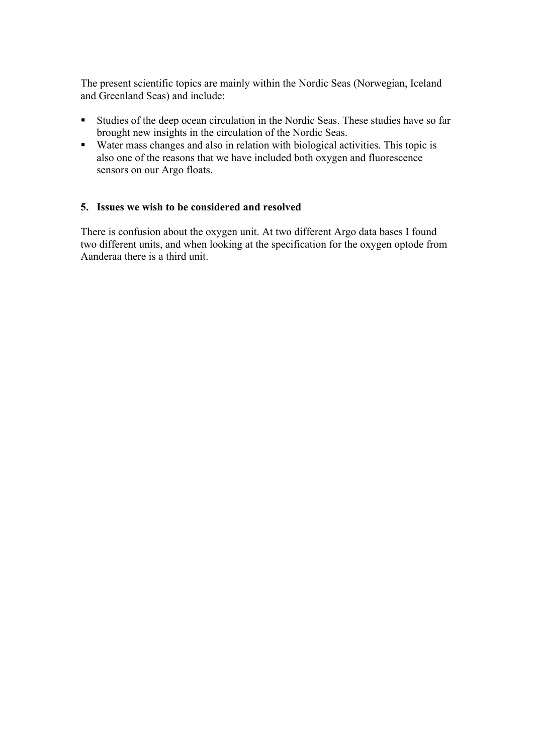The present scientific topics are mainly within the Nordic Seas (Norwegian, Iceland and Greenland Seas) and include:

- Studies of the deep ocean circulation in the Nordic Seas. These studies have so far brought new insights in the circulation of the Nordic Seas.
- Water mass changes and also in relation with biological activities. This topic is also one of the reasons that we have included both oxygen and fluorescence sensors on our Argo floats.

## 5. Issues we wish to be considered and resolved

There is confusion about the oxygen unit. At two different Argo data bases I found two different units, and when looking at the specification for the oxygen optode from Aanderaa there is a third unit.